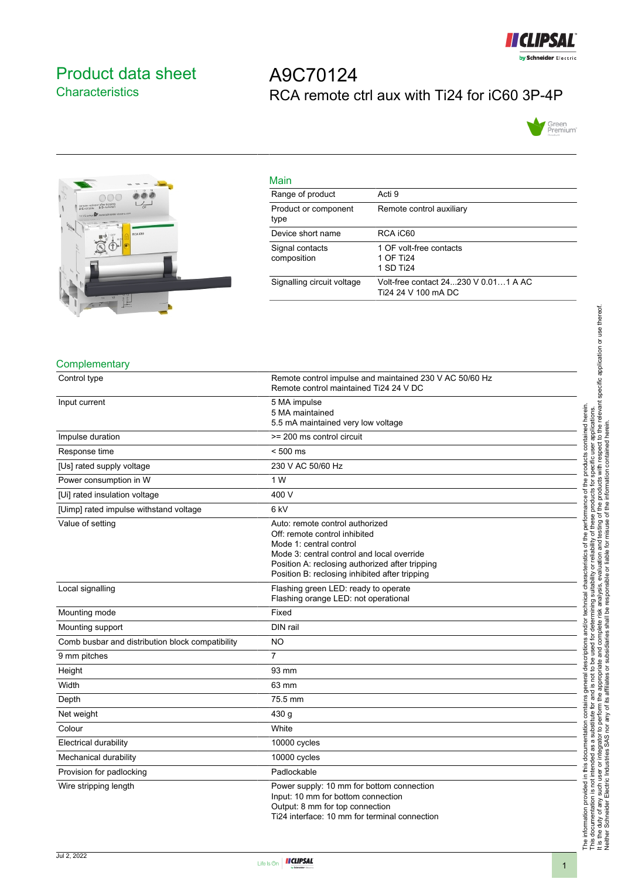# Product data sheet
## Characteristics

# A9C70124

RCA remote ctrl aux with Ti24 for iC60 3P-4P

## Main

| | |
|---|---|
| Range of product | Acti 9 |
| Product or component type | Remote control auxiliary |
| Device short name | RCA iC60 |
| Signal contacts composition | 1 OF volt-free contacts<br>1 OF Ti24<br>1 SD Ti24 |
| Signalling circuit voltage | Volt-free contact 24...230 V 0.01…1 A AC<br>Ti24 24 V 100 mA DC |

## Complementary

| | |
|---|---|
| Control type | Remote control impulse and maintained 230 V AC 50/60 Hz<br>Remote control maintained Ti24 24 V DC |
| Input current | 5 MA impulse<br>5 MA maintained<br>5.5 mA maintained very low voltage |
| Impulse duration | >= 200 ms control circuit |
| Response time | < 500 ms |
| [Us] rated supply voltage | 230 V AC 50/60 Hz |
| Power consumption in W | 1 W |
| [Ui] rated insulation voltage | 400 V |
| [Uimp] rated impulse withstand voltage | 6 kV |
| Value of setting | Auto: remote control authorized<br>Off: remote control inhibited<br>Mode 1: central control<br>Mode 3: central control and local override<br>Position A: reclosing authorized after tripping<br>Position B: reclosing inhibited after tripping |
| Local signalling | Flashing green LED: ready to operate<br>Flashing orange LED: not operational |
| Mounting mode | Fixed |
| Mounting support | DIN rail |
| Comb busbar and distribution block compatibility | NO |
| 9 mm pitches | 7 |
| Height | 93 mm |
| Width | 63 mm |
| Depth | 75.5 mm |
| Net weight | 430 g |
| Colour | White |
| Electrical durability | 10000 cycles |
| Mechanical durability | 10000 cycles |
| Provision for padlocking | Padlockable |
| Wire stripping length | Power supply: 10 mm for bottom connection<br>Input: 10 mm for bottom connection<br>Output: 8 mm for top connection<br>Ti24 interface: 10 mm for terminal connection |

The information provided in this documentation contains general descriptions and/or technical characteristics of the performance of the products contained herein. This documentation is not intended as a substitute for and is not to be used for determining suitability or reliability of these products for specific user applications. It is the duty of any such user or integrator to perform the appropriate and complete risk analysis, evaluation and testing of the products with respect to the relevant specific application or use thereof. Neither Schneider Electric Industries SAS nor any of its affiliates or subsidiaries shall be responsible or liable for misuse of the information contained herein.

Jul 2, 2022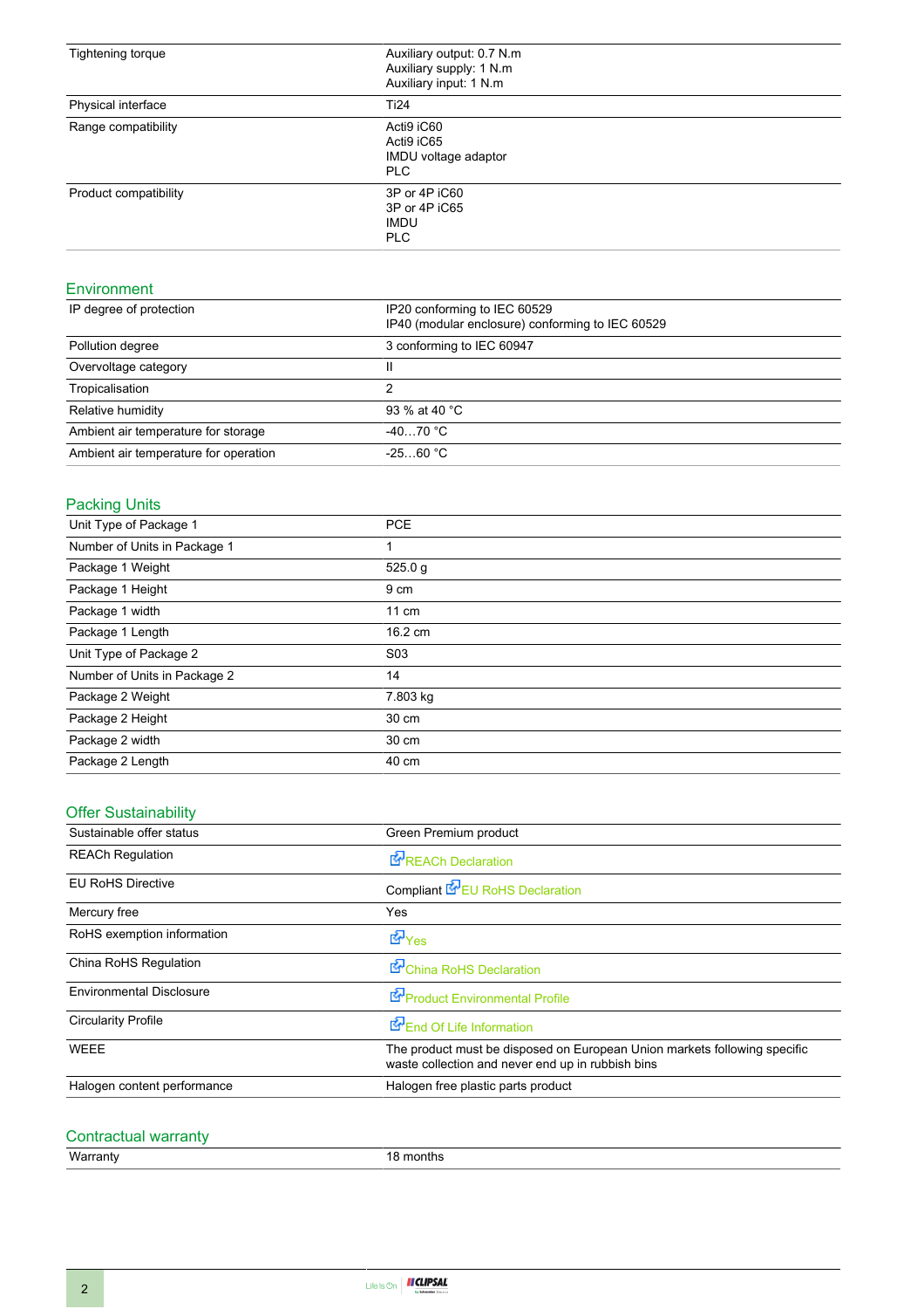| | |
|---|---|
| Tightening torque | Auxiliary output: 0.7 N.m<br>Auxiliary supply: 1 N.m<br>Auxiliary input: 1 N.m |
| Physical interface | Ti24 |
| Range compatibility | Acti9 iC60<br>Acti9 iC65<br>IMDU voltage adaptor<br>PLC |
| Product compatibility | 3P or 4P iC60<br>3P or 4P iC65<br>IMDU<br>PLC |

## Environment

| | |
|---|---|
| IP degree of protection | IP20 conforming to IEC 60529<br>IP40 (modular enclosure) conforming to IEC 60529 |
| Pollution degree | 3 conforming to IEC 60947 |
| Overvoltage category | II |
| Tropicalisation | 2 |
| Relative humidity | 93 % at 40 °C |
| Ambient air temperature for storage | -40…70 °C |
| Ambient air temperature for operation | -25…60 °C |

## Packing Units

| | |
|---|---|
| Unit Type of Package 1 | PCE |
| Number of Units in Package 1 | 1 |
| Package 1 Weight | 525.0 g |
| Package 1 Height | 9 cm |
| Package 1 width | 11 cm |
| Package 1 Length | 16.2 cm |
| Unit Type of Package 2 | S03 |
| Number of Units in Package 2 | 14 |
| Package 2 Weight | 7.803 kg |
| Package 2 Height | 30 cm |
| Package 2 width | 30 cm |
| Package 2 Length | 40 cm |

## Offer Sustainability

| | |
|---|---|
| Sustainable offer status | Green Premium product |
| REACh Regulation | REACh Declaration |
| EU RoHS Directive | Compliant EU RoHS Declaration |
| Mercury free | Yes |
| RoHS exemption information | Yes |
| China RoHS Regulation | China RoHS Declaration |
| Environmental Disclosure | Product Environmental Profile |
| Circularity Profile | End Of Life Information |
| WEEE | The product must be disposed on European Union markets following specific waste collection and never end up in rubbish bins |
| Halogen content performance | Halogen free plastic parts product |

## Contractual warranty

| | |
|---|---|
| Warranty | 18 months |